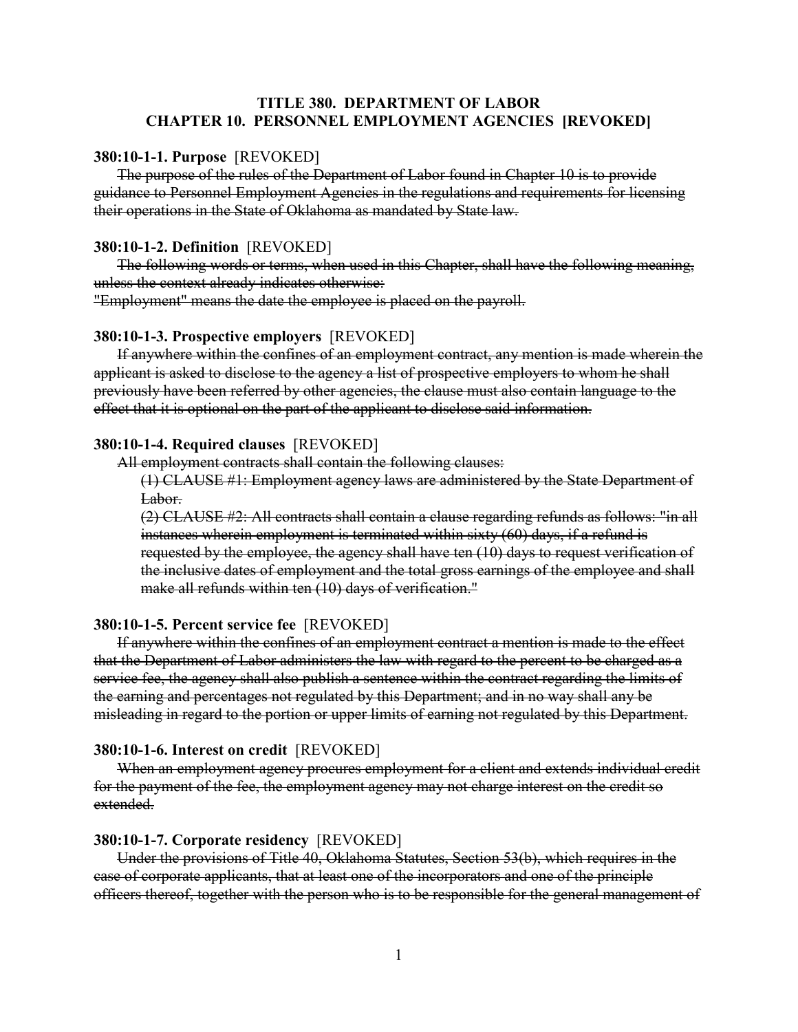**TITLE 380. DEPARTMENT OF LABOR**
**CHAPTER 10. PERSONNEL EMPLOYMENT AGENCIES [REVOKED]**

**380:10-1-1. Purpose** [REVOKED]

~~The purpose of the rules of the Department of Labor found in Chapter 10 is to provide guidance to Personnel Employment Agencies in the regulations and requirements for licensing their operations in the State of Oklahoma as mandated by State law.~~

**380:10-1-2. Definition** [REVOKED]

~~The following words or terms, when used in this Chapter, shall have the following meaning, unless the context already indicates otherwise:~~
~~"Employment" means the date the employee is placed on the payroll.~~

**380:10-1-3. Prospective employers** [REVOKED]

~~If anywhere within the confines of an employment contract, any mention is made wherein the applicant is asked to disclose to the agency a list of prospective employers to whom he shall previously have been referred by other agencies, the clause must also contain language to the effect that it is optional on the part of the applicant to disclose said information.~~

**380:10-1-4. Required clauses** [REVOKED]

~~All employment contracts shall contain the following clauses:~~

~~(1) CLAUSE #1: Employment agency laws are administered by the State Department of Labor.~~

~~(2) CLAUSE #2: All contracts shall contain a clause regarding refunds as follows: "in all instances wherein employment is terminated within sixty (60) days, if a refund is requested by the employee, the agency shall have ten (10) days to request verification of the inclusive dates of employment and the total gross earnings of the employee and shall make all refunds within ten (10) days of verification."~~

**380:10-1-5. Percent service fee** [REVOKED]

~~If anywhere within the confines of an employment contract a mention is made to the effect that the Department of Labor administers the law with regard to the percent to be charged as a service fee, the agency shall also publish a sentence within the contract regarding the limits of the earning and percentages not regulated by this Department; and in no way shall any be misleading in regard to the portion or upper limits of earning not regulated by this Department.~~

**380:10-1-6. Interest on credit** [REVOKED]

~~When an employment agency procures employment for a client and extends individual credit for the payment of the fee, the employment agency may not charge interest on the credit so extended.~~

**380:10-1-7. Corporate residency** [REVOKED]

~~Under the provisions of Title 40, Oklahoma Statutes, Section 53(b), which requires in the case of corporate applicants, that at least one of the incorporators and one of the principle officers thereof, together with the person who is to be responsible for the general management of~~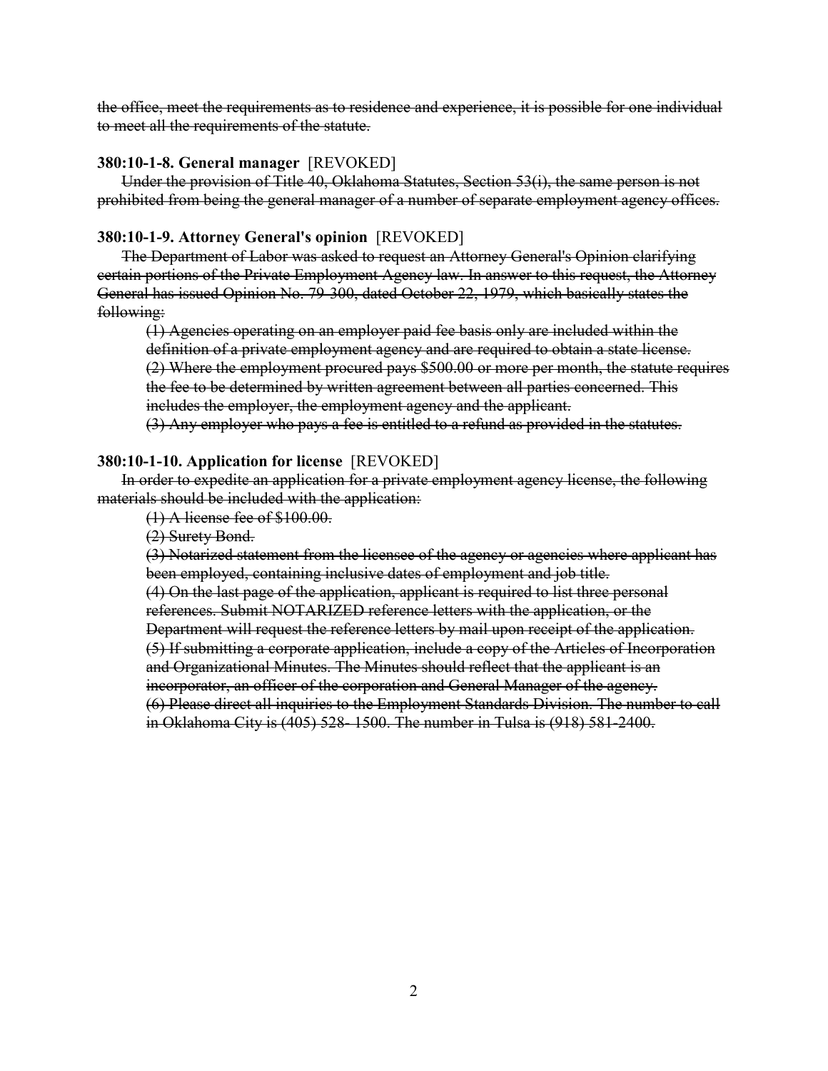~~the office, meet the requirements as to residence and experience, it is possible for one individual to meet all the requirements of the statute.~~

**380:10-1-8. General manager** [REVOKED]

~~Under the provision of Title 40, Oklahoma Statutes, Section 53(i), the same person is not prohibited from being the general manager of a number of separate employment agency offices.~~

**380:10-1-9. Attorney General's opinion** [REVOKED]

~~The Department of Labor was asked to request an Attorney General's Opinion clarifying certain portions of the Private Employment Agency law. In answer to this request, the Attorney General has issued Opinion No. 79-300, dated October 22, 1979, which basically states the following:~~

~~(1) Agencies operating on an employer paid fee basis only are included within the definition of a private employment agency and are required to obtain a state license.~~
~~(2) Where the employment procured pays $500.00 or more per month, the statute requires the fee to be determined by written agreement between all parties concerned. This includes the employer, the employment agency and the applicant.~~
~~(3) Any employer who pays a fee is entitled to a refund as provided in the statutes.~~

**380:10-1-10. Application for license** [REVOKED]

~~In order to expedite an application for a private employment agency license, the following materials should be included with the application:~~

~~(1) A license fee of $100.00.~~

~~(2) Surety Bond.~~

~~(3) Notarized statement from the licensee of the agency or agencies where applicant has been employed, containing inclusive dates of employment and job title.~~
~~(4) On the last page of the application, applicant is required to list three personal references. Submit NOTARIZED reference letters with the application, or the Department will request the reference letters by mail upon receipt of the application.~~
~~(5) If submitting a corporate application, include a copy of the Articles of Incorporation and Organizational Minutes. The Minutes should reflect that the applicant is an incorporator, an officer of the corporation and General Manager of the agency.~~
~~(6) Please direct all inquiries to the Employment Standards Division. The number to call in Oklahoma City is (405) 528- 1500. The number in Tulsa is (918) 581-2400.~~